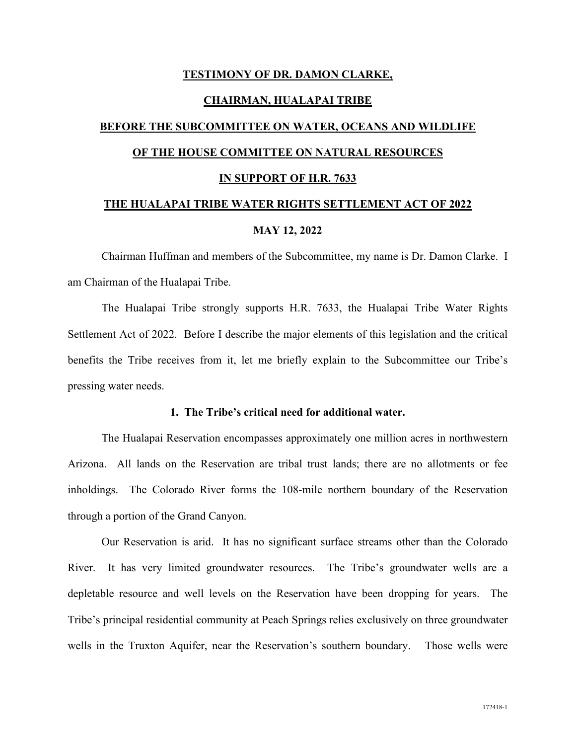**TESTIMONY OF DR. DAMON CLARKE,**

**CHAIRMAN, HUALAPAI TRIBE**

**BEFORE THE SUBCOMMITTEE ON WATER, OCEANS AND WILDLIFE**

**OF THE HOUSE COMMITTEE ON NATURAL RESOURCES**

**IN SUPPORT OF H.R. 7633**

**THE HUALAPAI TRIBE WATER RIGHTS SETTLEMENT ACT OF 2022**

**MAY 12, 2022**

Chairman Huffman and members of the Subcommittee, my name is Dr. Damon Clarke. I am Chairman of the Hualapai Tribe.

The Hualapai Tribe strongly supports H.R. 7633, the Hualapai Tribe Water Rights Settlement Act of 2022. Before I describe the major elements of this legislation and the critical benefits the Tribe receives from it, let me briefly explain to the Subcommittee our Tribe's pressing water needs.

**1. The Tribe's critical need for additional water.**

The Hualapai Reservation encompasses approximately one million acres in northwestern Arizona. All lands on the Reservation are tribal trust lands; there are no allotments or fee inholdings. The Colorado River forms the 108-mile northern boundary of the Reservation through a portion of the Grand Canyon.

Our Reservation is arid. It has no significant surface streams other than the Colorado River. It has very limited groundwater resources. The Tribe's groundwater wells are a depletable resource and well levels on the Reservation have been dropping for years. The Tribe's principal residential community at Peach Springs relies exclusively on three groundwater wells in the Truxton Aquifer, near the Reservation's southern boundary. Those wells were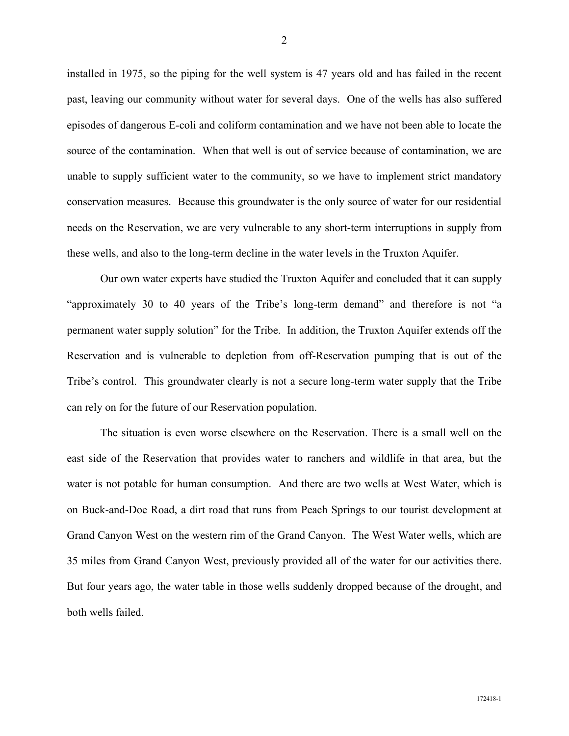installed in 1975, so the piping for the well system is 47 years old and has failed in the recent past, leaving our community without water for several days. One of the wells has also suffered episodes of dangerous E-coli and coliform contamination and we have not been able to locate the source of the contamination. When that well is out of service because of contamination, we are unable to supply sufficient water to the community, so we have to implement strict mandatory conservation measures. Because this groundwater is the only source of water for our residential needs on the Reservation, we are very vulnerable to any short-term interruptions in supply from these wells, and also to the long-term decline in the water levels in the Truxton Aquifer.

Our own water experts have studied the Truxton Aquifer and concluded that it can supply "approximately 30 to 40 years of the Tribe's long-term demand" and therefore is not "a permanent water supply solution" for the Tribe. In addition, the Truxton Aquifer extends off the Reservation and is vulnerable to depletion from off-Reservation pumping that is out of the Tribe's control. This groundwater clearly is not a secure long-term water supply that the Tribe can rely on for the future of our Reservation population.

The situation is even worse elsewhere on the Reservation. There is a small well on the east side of the Reservation that provides water to ranchers and wildlife in that area, but the water is not potable for human consumption. And there are two wells at West Water, which is on Buck-and-Doe Road, a dirt road that runs from Peach Springs to our tourist development at Grand Canyon West on the western rim of the Grand Canyon. The West Water wells, which are 35 miles from Grand Canyon West, previously provided all of the water for our activities there. But four years ago, the water table in those wells suddenly dropped because of the drought, and both wells failed.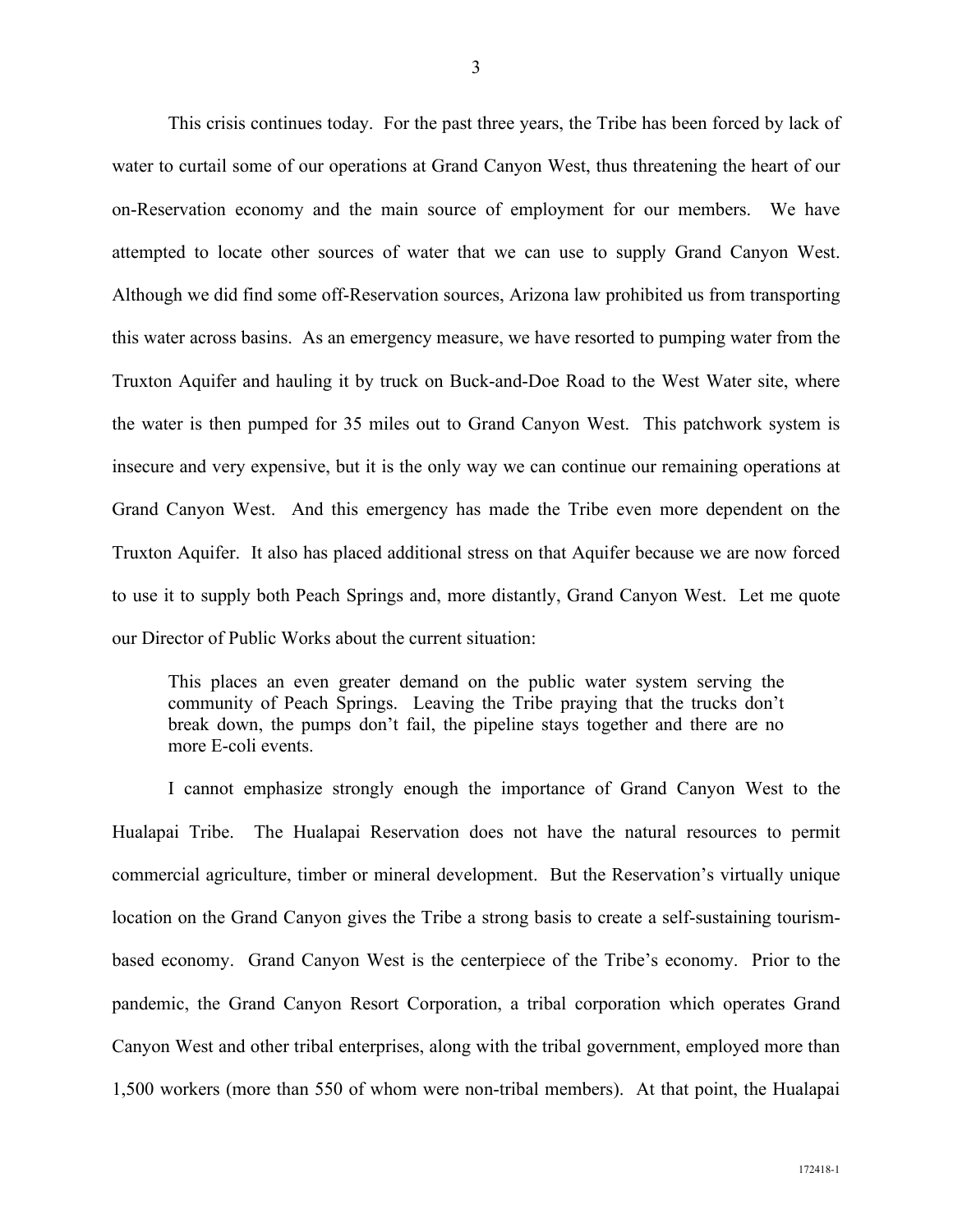This crisis continues today. For the past three years, the Tribe has been forced by lack of water to curtail some of our operations at Grand Canyon West, thus threatening the heart of our on-Reservation economy and the main source of employment for our members. We have attempted to locate other sources of water that we can use to supply Grand Canyon West. Although we did find some off-Reservation sources, Arizona law prohibited us from transporting this water across basins. As an emergency measure, we have resorted to pumping water from the Truxton Aquifer and hauling it by truck on Buck-and-Doe Road to the West Water site, where the water is then pumped for 35 miles out to Grand Canyon West. This patchwork system is insecure and very expensive, but it is the only way we can continue our remaining operations at Grand Canyon West. And this emergency has made the Tribe even more dependent on the Truxton Aquifer. It also has placed additional stress on that Aquifer because we are now forced to use it to supply both Peach Springs and, more distantly, Grand Canyon West. Let me quote our Director of Public Works about the current situation:

> This places an even greater demand on the public water system serving the community of Peach Springs. Leaving the Tribe praying that the trucks don't break down, the pumps don't fail, the pipeline stays together and there are no more E-coli events.

I cannot emphasize strongly enough the importance of Grand Canyon West to the Hualapai Tribe. The Hualapai Reservation does not have the natural resources to permit commercial agriculture, timber or mineral development. But the Reservation's virtually unique location on the Grand Canyon gives the Tribe a strong basis to create a self-sustaining tourism-based economy. Grand Canyon West is the centerpiece of the Tribe's economy. Prior to the pandemic, the Grand Canyon Resort Corporation, a tribal corporation which operates Grand Canyon West and other tribal enterprises, along with the tribal government, employed more than 1,500 workers (more than 550 of whom were non-tribal members). At that point, the Hualapai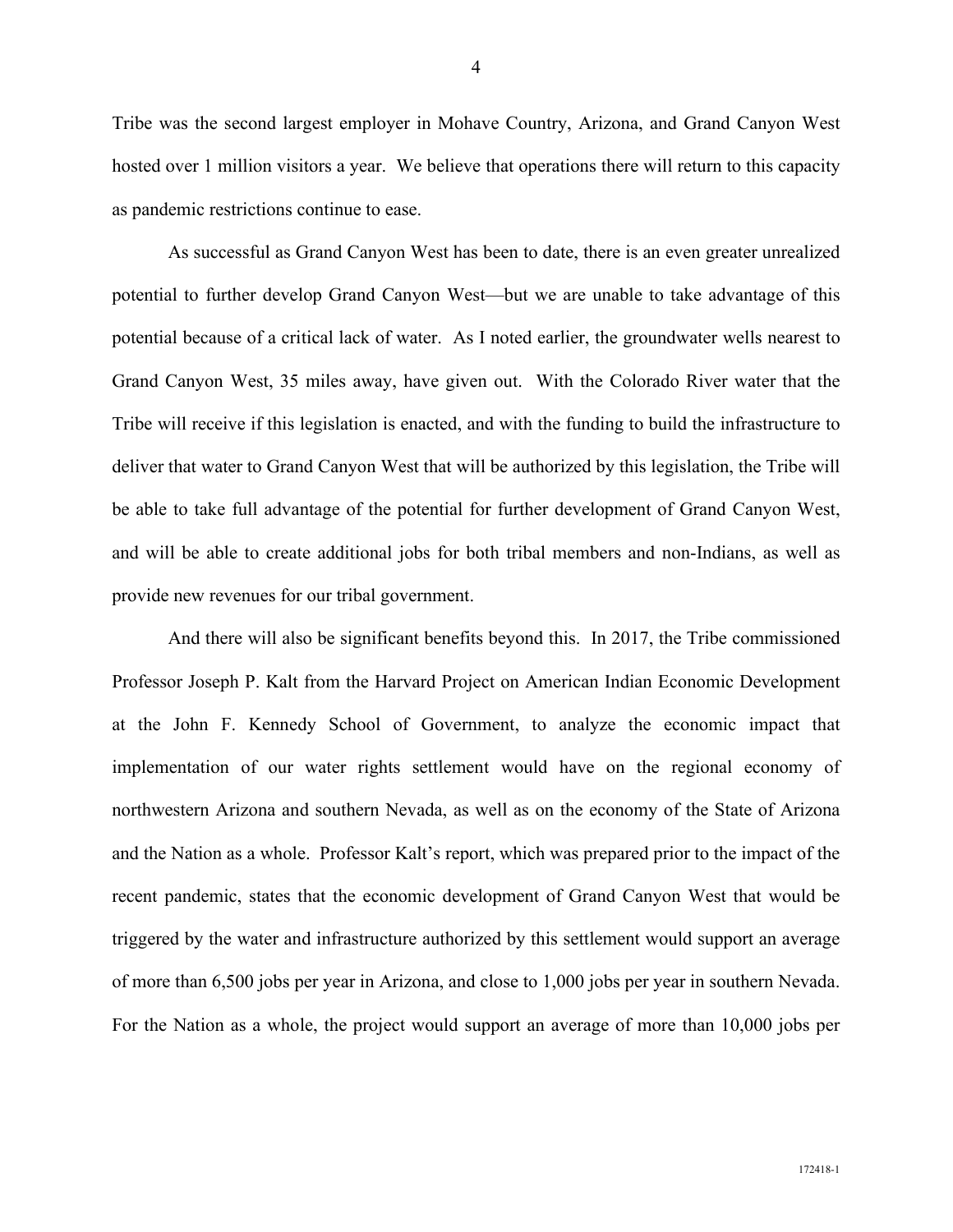Tribe was the second largest employer in Mohave Country, Arizona, and Grand Canyon West hosted over 1 million visitors a year. We believe that operations there will return to this capacity as pandemic restrictions continue to ease.

As successful as Grand Canyon West has been to date, there is an even greater unrealized potential to further develop Grand Canyon West—but we are unable to take advantage of this potential because of a critical lack of water. As I noted earlier, the groundwater wells nearest to Grand Canyon West, 35 miles away, have given out. With the Colorado River water that the Tribe will receive if this legislation is enacted, and with the funding to build the infrastructure to deliver that water to Grand Canyon West that will be authorized by this legislation, the Tribe will be able to take full advantage of the potential for further development of Grand Canyon West, and will be able to create additional jobs for both tribal members and non-Indians, as well as provide new revenues for our tribal government.

And there will also be significant benefits beyond this. In 2017, the Tribe commissioned Professor Joseph P. Kalt from the Harvard Project on American Indian Economic Development at the John F. Kennedy School of Government, to analyze the economic impact that implementation of our water rights settlement would have on the regional economy of northwestern Arizona and southern Nevada, as well as on the economy of the State of Arizona and the Nation as a whole. Professor Kalt's report, which was prepared prior to the impact of the recent pandemic, states that the economic development of Grand Canyon West that would be triggered by the water and infrastructure authorized by this settlement would support an average of more than 6,500 jobs per year in Arizona, and close to 1,000 jobs per year in southern Nevada. For the Nation as a whole, the project would support an average of more than 10,000 jobs per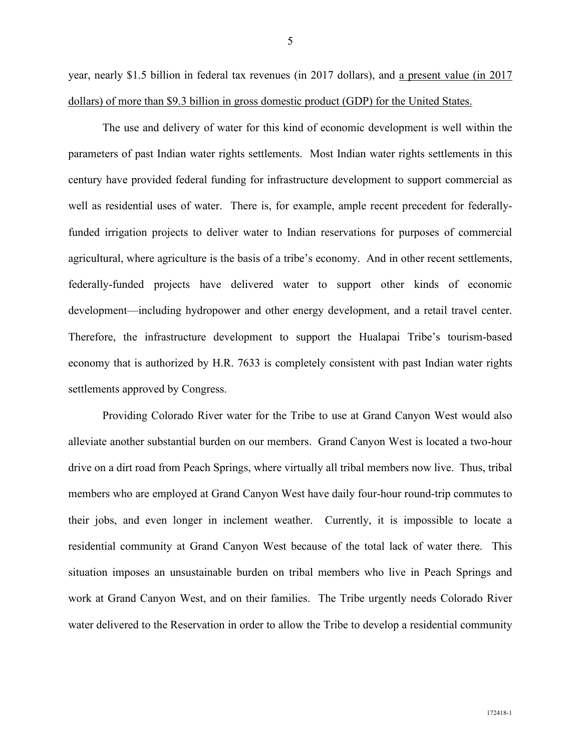year, nearly $1.5 billion in federal tax revenues (in 2017 dollars), and <u>a present value (in 2017 dollars) of more than $9.3 billion in gross domestic product (GDP) for the United States.</u>

The use and delivery of water for this kind of economic development is well within the parameters of past Indian water rights settlements. Most Indian water rights settlements in this century have provided federal funding for infrastructure development to support commercial as well as residential uses of water. There is, for example, ample recent precedent for federally-funded irrigation projects to deliver water to Indian reservations for purposes of commercial agricultural, where agriculture is the basis of a tribe's economy. And in other recent settlements, federally-funded projects have delivered water to support other kinds of economic development—including hydropower and other energy development, and a retail travel center. Therefore, the infrastructure development to support the Hualapai Tribe's tourism-based economy that is authorized by H.R. 7633 is completely consistent with past Indian water rights settlements approved by Congress.

Providing Colorado River water for the Tribe to use at Grand Canyon West would also alleviate another substantial burden on our members. Grand Canyon West is located a two-hour drive on a dirt road from Peach Springs, where virtually all tribal members now live. Thus, tribal members who are employed at Grand Canyon West have daily four-hour round-trip commutes to their jobs, and even longer in inclement weather. Currently, it is impossible to locate a residential community at Grand Canyon West because of the total lack of water there. This situation imposes an unsustainable burden on tribal members who live in Peach Springs and work at Grand Canyon West, and on their families. The Tribe urgently needs Colorado River water delivered to the Reservation in order to allow the Tribe to develop a residential community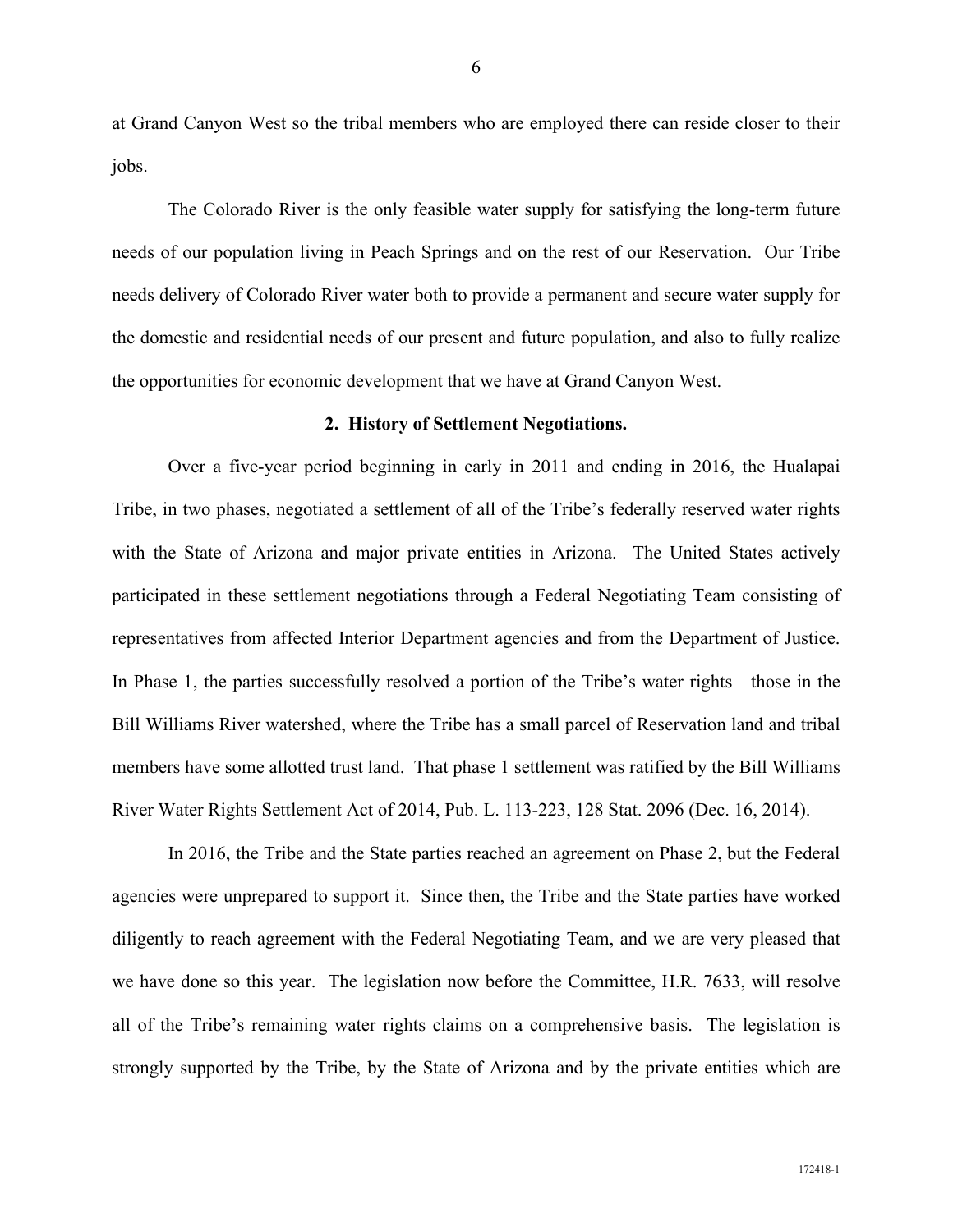at Grand Canyon West so the tribal members who are employed there can reside closer to their jobs.

The Colorado River is the only feasible water supply for satisfying the long-term future needs of our population living in Peach Springs and on the rest of our Reservation. Our Tribe needs delivery of Colorado River water both to provide a permanent and secure water supply for the domestic and residential needs of our present and future population, and also to fully realize the opportunities for economic development that we have at Grand Canyon West.

### 2. History of Settlement Negotiations.

Over a five-year period beginning in early in 2011 and ending in 2016, the Hualapai Tribe, in two phases, negotiated a settlement of all of the Tribe's federally reserved water rights with the State of Arizona and major private entities in Arizona. The United States actively participated in these settlement negotiations through a Federal Negotiating Team consisting of representatives from affected Interior Department agencies and from the Department of Justice. In Phase 1, the parties successfully resolved a portion of the Tribe's water rights—those in the Bill Williams River watershed, where the Tribe has a small parcel of Reservation land and tribal members have some allotted trust land. That phase 1 settlement was ratified by the Bill Williams River Water Rights Settlement Act of 2014, Pub. L. 113-223, 128 Stat. 2096 (Dec. 16, 2014).

In 2016, the Tribe and the State parties reached an agreement on Phase 2, but the Federal agencies were unprepared to support it. Since then, the Tribe and the State parties have worked diligently to reach agreement with the Federal Negotiating Team, and we are very pleased that we have done so this year. The legislation now before the Committee, H.R. 7633, will resolve all of the Tribe's remaining water rights claims on a comprehensive basis. The legislation is strongly supported by the Tribe, by the State of Arizona and by the private entities which are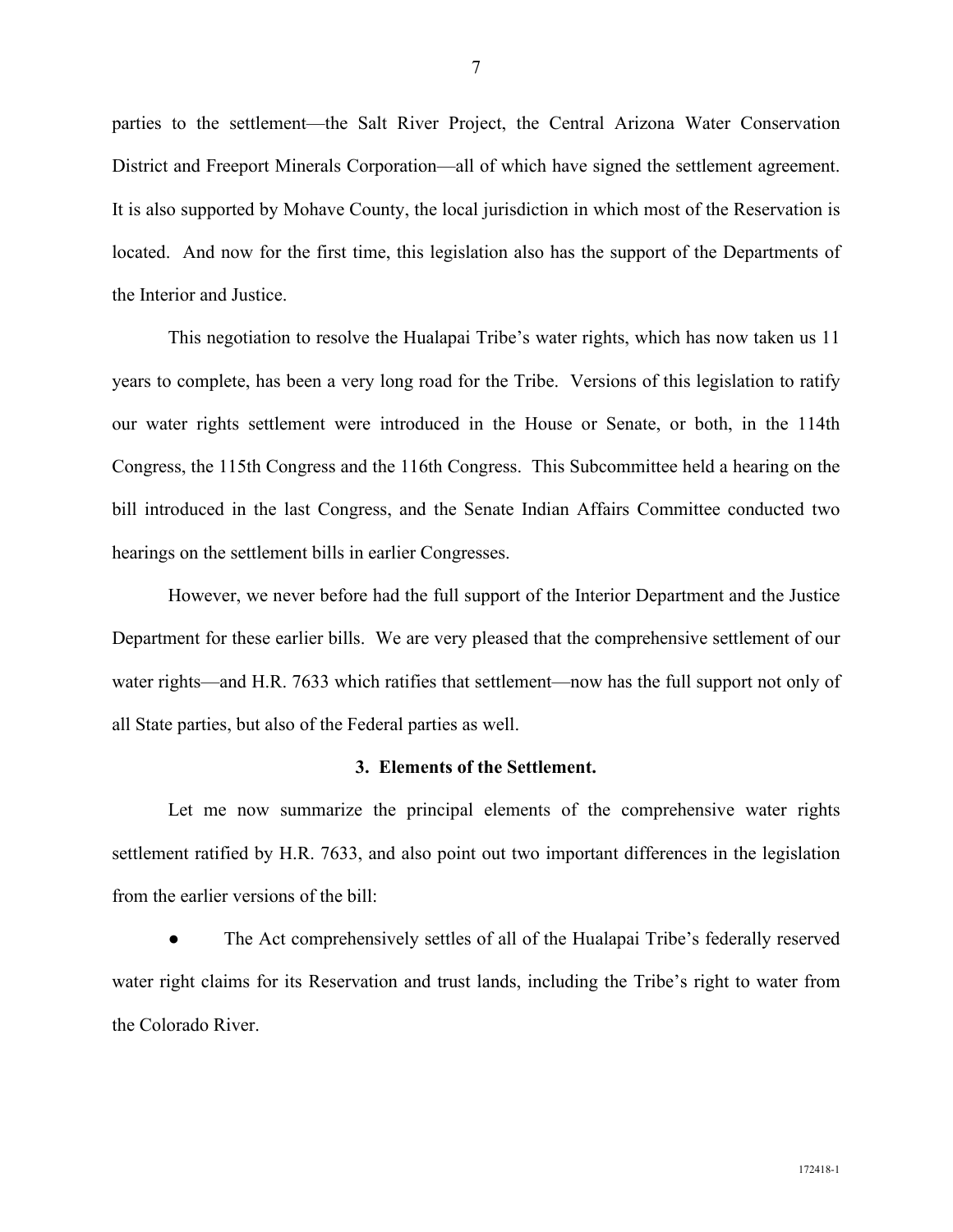parties to the settlement—the Salt River Project, the Central Arizona Water Conservation District and Freeport Minerals Corporation—all of which have signed the settlement agreement. It is also supported by Mohave County, the local jurisdiction in which most of the Reservation is located. And now for the first time, this legislation also has the support of the Departments of the Interior and Justice.

This negotiation to resolve the Hualapai Tribe's water rights, which has now taken us 11 years to complete, has been a very long road for the Tribe. Versions of this legislation to ratify our water rights settlement were introduced in the House or Senate, or both, in the 114th Congress, the 115th Congress and the 116th Congress. This Subcommittee held a hearing on the bill introduced in the last Congress, and the Senate Indian Affairs Committee conducted two hearings on the settlement bills in earlier Congresses.

However, we never before had the full support of the Interior Department and the Justice Department for these earlier bills. We are very pleased that the comprehensive settlement of our water rights—and H.R. 7633 which ratifies that settlement—now has the full support not only of all State parties, but also of the Federal parties as well.

**3. Elements of the Settlement.**

Let me now summarize the principal elements of the comprehensive water rights settlement ratified by H.R. 7633, and also point out two important differences in the legislation from the earlier versions of the bill:

- The Act comprehensively settles of all of the Hualapai Tribe's federally reserved water right claims for its Reservation and trust lands, including the Tribe's right to water from the Colorado River.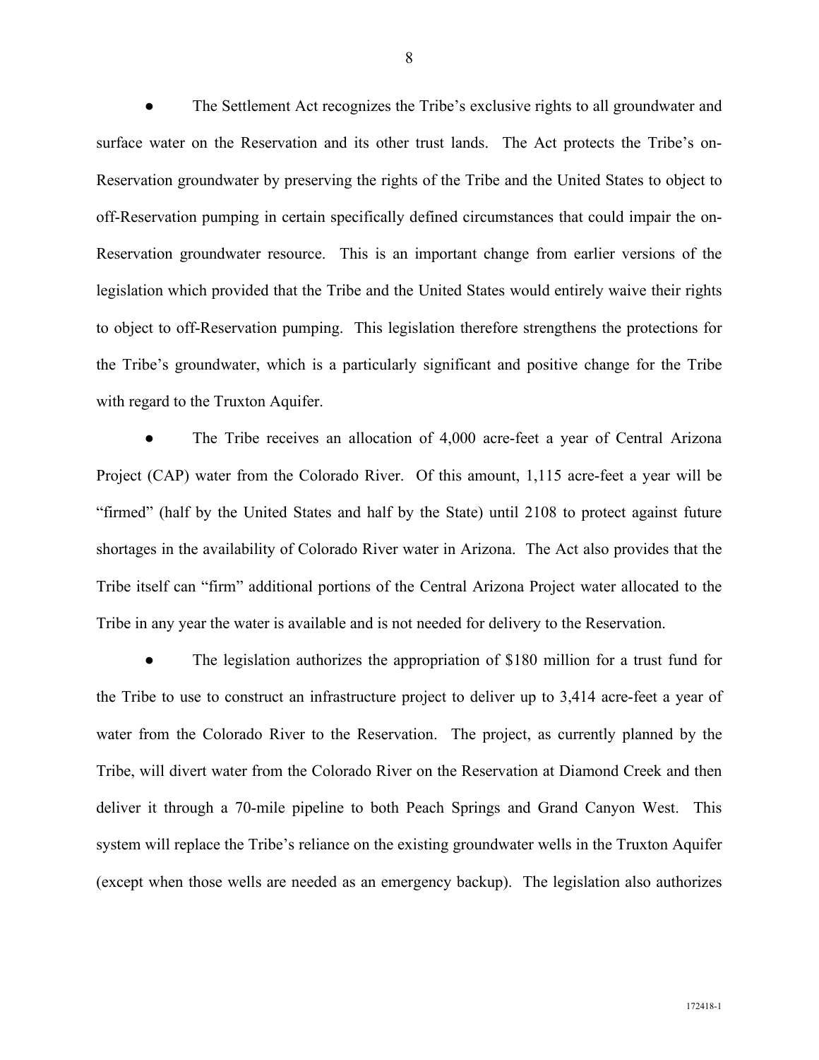- The Settlement Act recognizes the Tribe's exclusive rights to all groundwater and surface water on the Reservation and its other trust lands. The Act protects the Tribe's on-Reservation groundwater by preserving the rights of the Tribe and the United States to object to off-Reservation pumping in certain specifically defined circumstances that could impair the on-Reservation groundwater resource. This is an important change from earlier versions of the legislation which provided that the Tribe and the United States would entirely waive their rights to object to off-Reservation pumping. This legislation therefore strengthens the protections for the Tribe's groundwater, which is a particularly significant and positive change for the Tribe with regard to the Truxton Aquifer.

- The Tribe receives an allocation of 4,000 acre-feet a year of Central Arizona Project (CAP) water from the Colorado River. Of this amount, 1,115 acre-feet a year will be "firmed" (half by the United States and half by the State) until 2108 to protect against future shortages in the availability of Colorado River water in Arizona. The Act also provides that the Tribe itself can "firm" additional portions of the Central Arizona Project water allocated to the Tribe in any year the water is available and is not needed for delivery to the Reservation.

- The legislation authorizes the appropriation of $180 million for a trust fund for the Tribe to use to construct an infrastructure project to deliver up to 3,414 acre-feet a year of water from the Colorado River to the Reservation. The project, as currently planned by the Tribe, will divert water from the Colorado River on the Reservation at Diamond Creek and then deliver it through a 70-mile pipeline to both Peach Springs and Grand Canyon West. This system will replace the Tribe's reliance on the existing groundwater wells in the Truxton Aquifer (except when those wells are needed as an emergency backup). The legislation also authorizes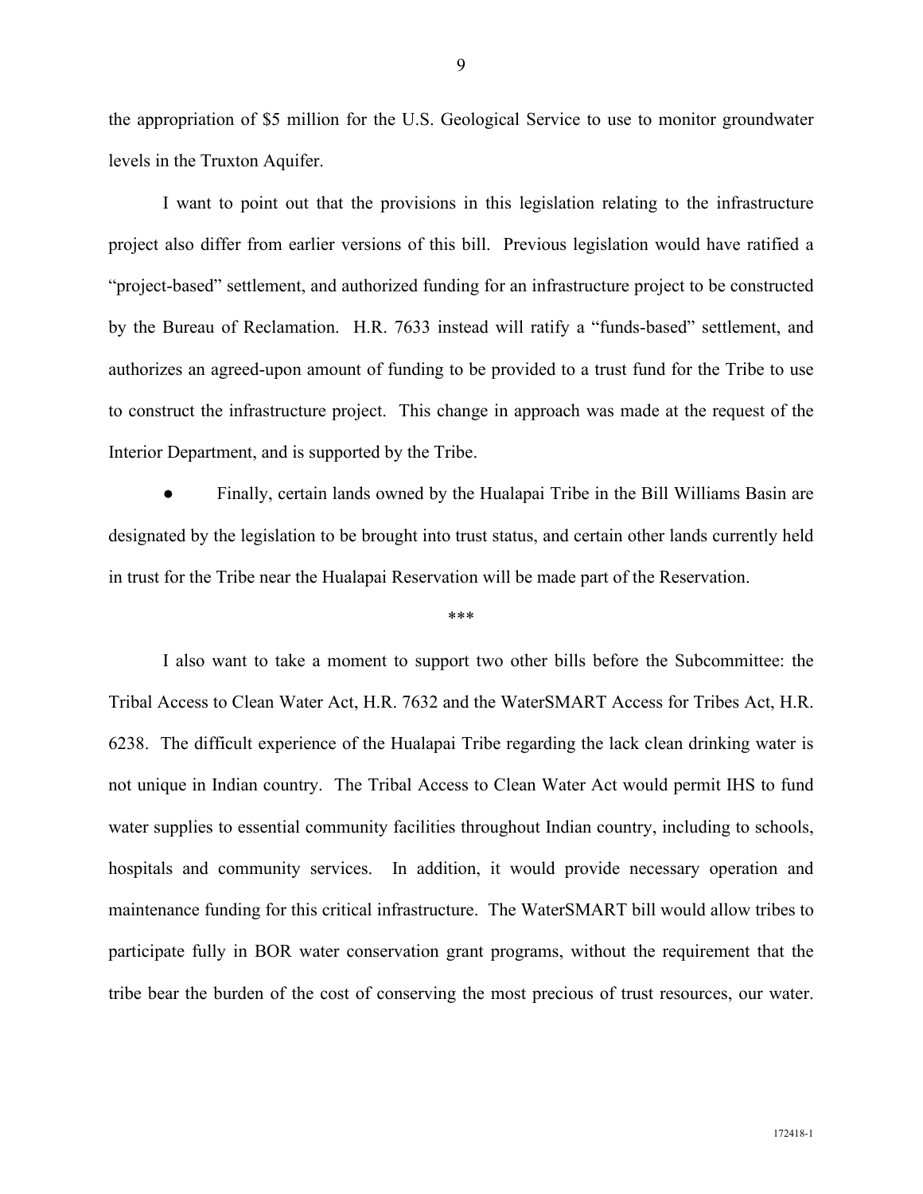the appropriation of $5 million for the U.S. Geological Service to use to monitor groundwater levels in the Truxton Aquifer.

I want to point out that the provisions in this legislation relating to the infrastructure project also differ from earlier versions of this bill. Previous legislation would have ratified a "project-based" settlement, and authorized funding for an infrastructure project to be constructed by the Bureau of Reclamation. H.R. 7633 instead will ratify a "funds-based" settlement, and authorizes an agreed-upon amount of funding to be provided to a trust fund for the Tribe to use to construct the infrastructure project. This change in approach was made at the request of the Interior Department, and is supported by the Tribe.

- Finally, certain lands owned by the Hualapai Tribe in the Bill Williams Basin are designated by the legislation to be brought into trust status, and certain other lands currently held in trust for the Tribe near the Hualapai Reservation will be made part of the Reservation.

***

I also want to take a moment to support two other bills before the Subcommittee: the Tribal Access to Clean Water Act, H.R. 7632 and the WaterSMART Access for Tribes Act, H.R. 6238. The difficult experience of the Hualapai Tribe regarding the lack clean drinking water is not unique in Indian country. The Tribal Access to Clean Water Act would permit IHS to fund water supplies to essential community facilities throughout Indian country, including to schools, hospitals and community services. In addition, it would provide necessary operation and maintenance funding for this critical infrastructure. The WaterSMART bill would allow tribes to participate fully in BOR water conservation grant programs, without the requirement that the tribe bear the burden of the cost of conserving the most precious of trust resources, our water.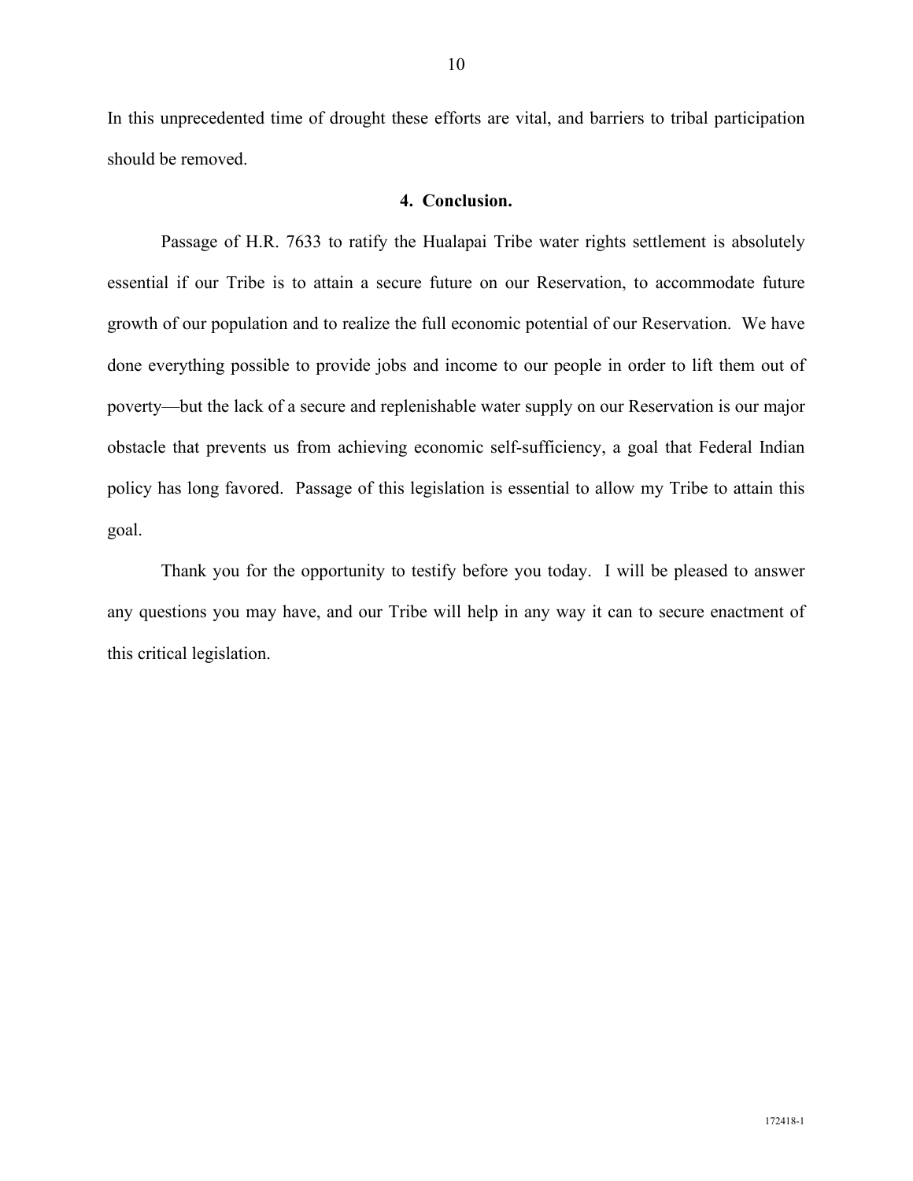In this unprecedented time of drought these efforts are vital, and barriers to tribal participation should be removed.

## 4. Conclusion.

Passage of H.R. 7633 to ratify the Hualapai Tribe water rights settlement is absolutely essential if our Tribe is to attain a secure future on our Reservation, to accommodate future growth of our population and to realize the full economic potential of our Reservation. We have done everything possible to provide jobs and income to our people in order to lift them out of poverty—but the lack of a secure and replenishable water supply on our Reservation is our major obstacle that prevents us from achieving economic self-sufficiency, a goal that Federal Indian policy has long favored. Passage of this legislation is essential to allow my Tribe to attain this goal.

Thank you for the opportunity to testify before you today. I will be pleased to answer any questions you may have, and our Tribe will help in any way it can to secure enactment of this critical legislation.